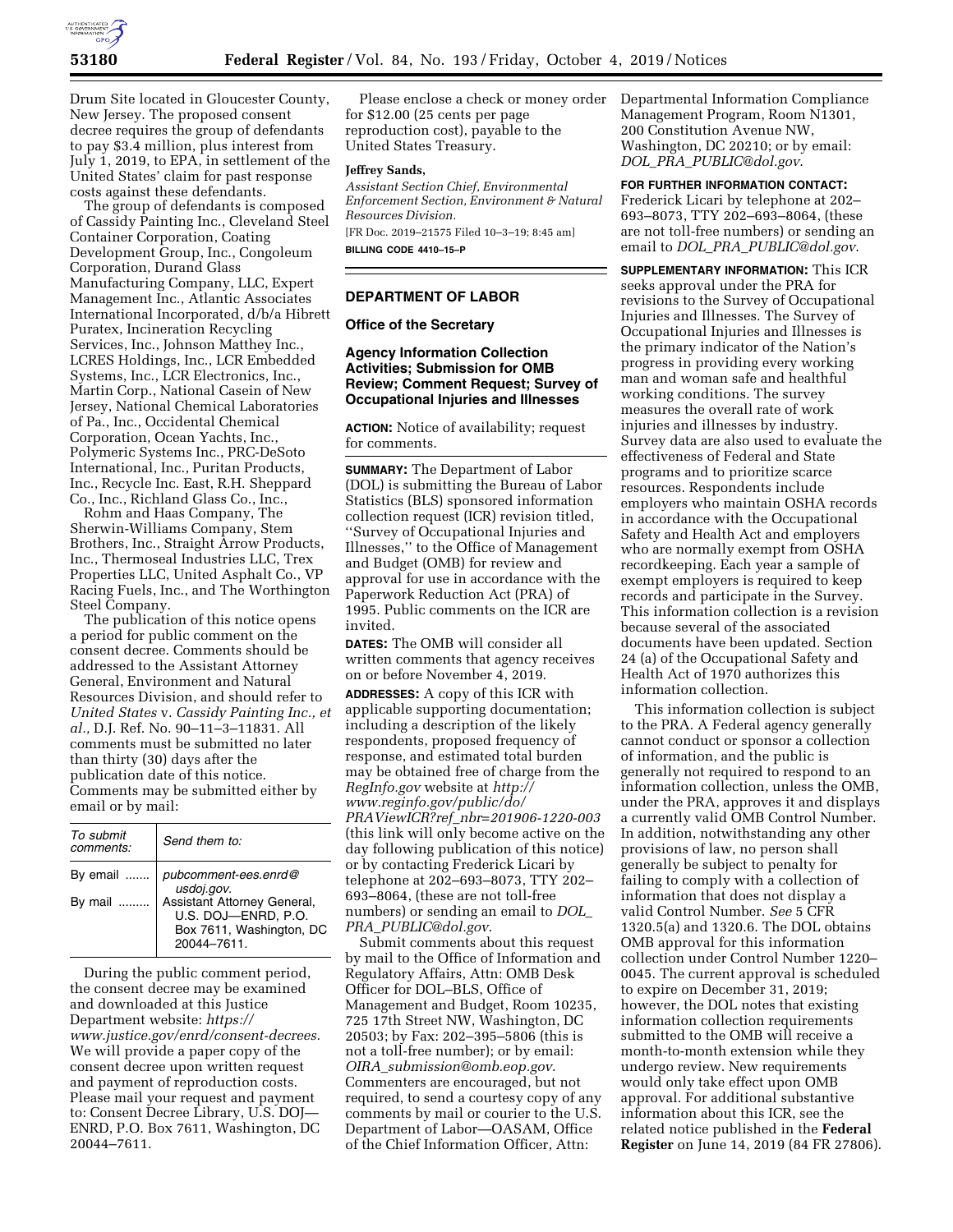Drum Site located in Gloucester County, New Jersey. The proposed consent decree requires the group of defendants to pay $3.4 million, plus interest from July 1, 2019, to EPA, in settlement of the United States' claim for past response costs against these defendants.

The group of defendants is composed of Cassidy Painting Inc., Cleveland Steel Container Corporation, Coating Development Group, Inc., Congoleum Corporation, Durand Glass Manufacturing Company, LLC, Expert Management Inc., Atlantic Associates International Incorporated, d/b/a Hibrett Puratex, Incineration Recycling Services, Inc., Johnson Matthey Inc., LCRES Holdings, Inc., LCR Embedded Systems, Inc., LCR Electronics, Inc., Martin Corp., National Casein of New Jersey, National Chemical Laboratories of Pa., Inc., Occidental Chemical Corporation, Ocean Yachts, Inc., Polymeric Systems Inc., PRC-DeSoto International, Inc., Puritan Products, Inc., Recycle Inc. East, R.H. Sheppard Co., Inc., Richland Glass Co., Inc., Rohm and Haas Company, The Sherwin-Williams Company, Stem Brothers, Inc., Straight Arrow Products, Inc., Thermoseal Industries LLC, Trex Properties LLC, United Asphalt Co., VP Racing Fuels, Inc., and The Worthington Steel Company.

The publication of this notice opens a period for public comment on the consent decree. Comments should be addressed to the Assistant Attorney General, Environment and Natural Resources Division, and should refer to *United States* v. *Cassidy Painting Inc., et al.,* D.J. Ref. No. 90–11–3–11831. All comments must be submitted no later than thirty (30) days after the publication date of this notice. Comments may be submitted either by email or by mail:

| *To submit comments:* | *Send them to:* |
| --- | --- |
| By email ....... | *pubcomment-ees.enrd@usdoj.gov.* |
| By mail ......... | Assistant Attorney General, U.S. DOJ—ENRD, P.O. Box 7611, Washington, DC 20044–7611. |

During the public comment period, the consent decree may be examined and downloaded at this Justice Department website: *https://www.justice.gov/enrd/consent-decrees.* We will provide a paper copy of the consent decree upon written request and payment of reproduction costs. Please mail your request and payment to: Consent Decree Library, U.S. DOJ—ENRD, P.O. Box 7611, Washington, DC 20044–7611.

Please enclose a check or money order for $12.00 (25 cents per page reproduction cost), payable to the United States Treasury.

**Jeffrey Sands,**

*Assistant Section Chief, Environmental Enforcement Section, Environment & Natural Resources Division.*

[FR Doc. 2019–21575 Filed 10–3–19; 8:45 am]

**BILLING CODE 4410–15–P**

## DEPARTMENT OF LABOR

### Office of the Secretary

### Agency Information Collection Activities; Submission for OMB Review; Comment Request; Survey of Occupational Injuries and Illnesses

**ACTION:** Notice of availability; request for comments.

**SUMMARY:** The Department of Labor (DOL) is submitting the Bureau of Labor Statistics (BLS) sponsored information collection request (ICR) revision titled, ''Survey of Occupational Injuries and Illnesses,'' to the Office of Management and Budget (OMB) for review and approval for use in accordance with the Paperwork Reduction Act (PRA) of 1995. Public comments on the ICR are invited.

**DATES:** The OMB will consider all written comments that agency receives on or before November 4, 2019.

**ADDRESSES:** A copy of this ICR with applicable supporting documentation; including a description of the likely respondents, proposed frequency of response, and estimated total burden may be obtained free of charge from the *RegInfo.gov* website at *http://www.reginfo.gov/public/do/PRAViewICR?ref_nbr=201906-1220-003* (this link will only become active on the day following publication of this notice) or by contacting Frederick Licari by telephone at 202–693–8073, TTY 202–693–8064, (these are not toll-free numbers) or sending an email to *DOL_PRA_PUBLIC@dol.gov*.

Submit comments about this request by mail to the Office of Information and Regulatory Affairs, Attn: OMB Desk Officer for DOL–BLS, Office of Management and Budget, Room 10235, 725 17th Street NW, Washington, DC 20503; by Fax: 202–395–5806 (this is not a toll-free number); or by email: *OIRA_submission@omb.eop.gov.* Commenters are encouraged, but not required, to send a courtesy copy of any comments by mail or courier to the U.S. Department of Labor—OASAM, Office of the Chief Information Officer, Attn: Departmental Information Compliance Management Program, Room N1301, 200 Constitution Avenue NW, Washington, DC 20210; or by email: *DOL_PRA_PUBLIC@dol.gov*.

**FOR FURTHER INFORMATION CONTACT:** Frederick Licari by telephone at 202–693–8073, TTY 202–693–8064, (these are not toll-free numbers) or sending an email to *DOL_PRA_PUBLIC@dol.gov*.

**SUPPLEMENTARY INFORMATION:** This ICR seeks approval under the PRA for revisions to the Survey of Occupational Injuries and Illnesses. The Survey of Occupational Injuries and Illnesses is the primary indicator of the Nation's progress in providing every working man and woman safe and healthful working conditions. The survey measures the overall rate of work injuries and illnesses by industry. Survey data are also used to evaluate the effectiveness of Federal and State programs and to prioritize scarce resources. Respondents include employers who maintain OSHA records in accordance with the Occupational Safety and Health Act and employers who are normally exempt from OSHA recordkeeping. Each year a sample of exempt employers is required to keep records and participate in the Survey. This information collection is a revision because several of the associated documents have been updated. Section 24 (a) of the Occupational Safety and Health Act of 1970 authorizes this information collection.

This information collection is subject to the PRA. A Federal agency generally cannot conduct or sponsor a collection of information, and the public is generally not required to respond to an information collection, unless the OMB, under the PRA, approves it and displays a currently valid OMB Control Number. In addition, notwithstanding any other provisions of law, no person shall generally be subject to penalty for failing to comply with a collection of information that does not display a valid Control Number. *See* 5 CFR 1320.5(a) and 1320.6. The DOL obtains OMB approval for this information collection under Control Number 1220–0045. The current approval is scheduled to expire on December 31, 2019; however, the DOL notes that existing information collection requirements submitted to the OMB will receive a month-to-month extension while they undergo review. New requirements would only take effect upon OMB approval. For additional substantive information about this ICR, see the related notice published in the **Federal Register** on June 14, 2019 (84 FR 27806).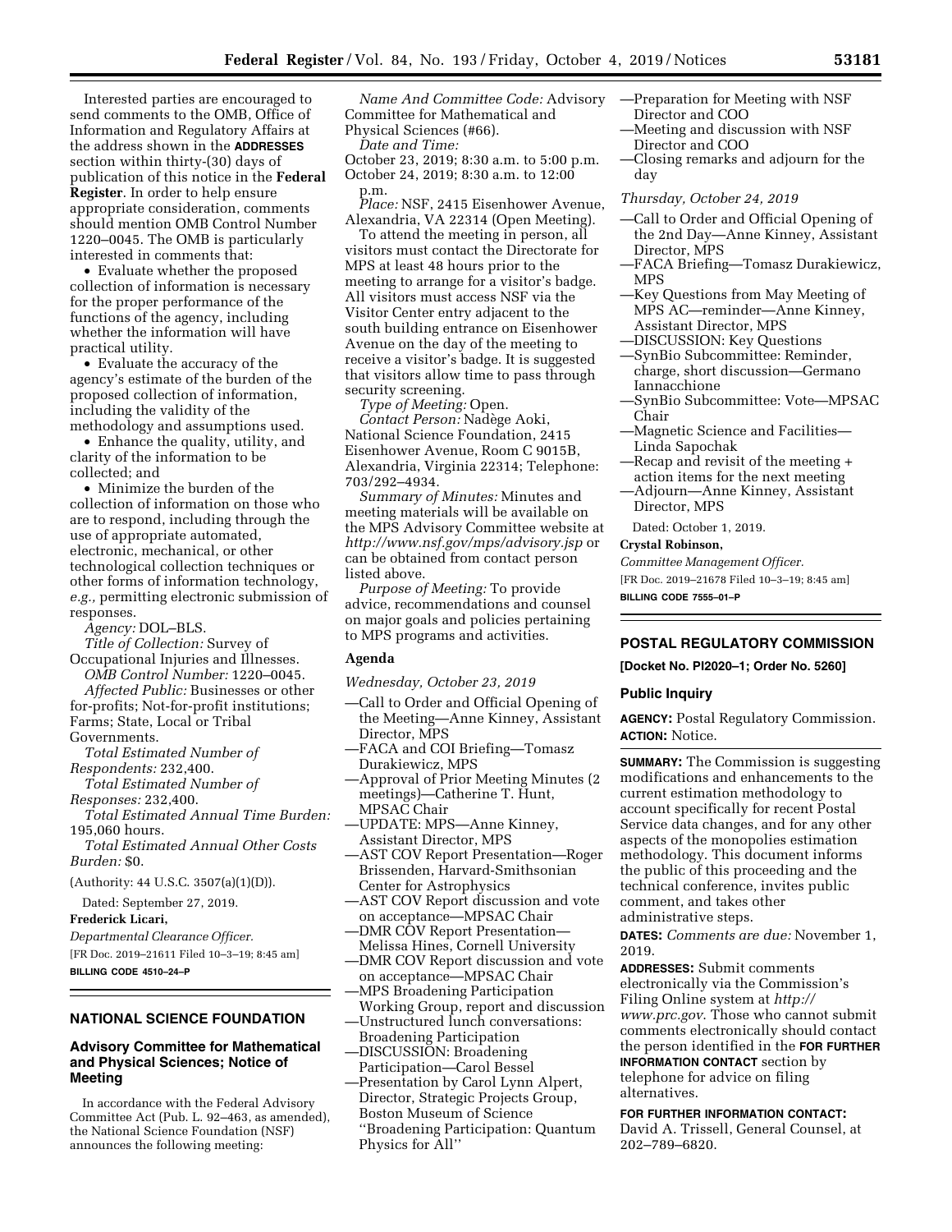Interested parties are encouraged to send comments to the OMB, Office of Information and Regulatory Affairs at the address shown in the **ADDRESSES** section within thirty-(30) days of publication of this notice in the **Federal Register**. In order to help ensure appropriate consideration, comments should mention OMB Control Number 1220–0045. The OMB is particularly interested in comments that:

- Evaluate whether the proposed collection of information is necessary for the proper performance of the functions of the agency, including whether the information will have practical utility.
- Evaluate the accuracy of the agency's estimate of the burden of the proposed collection of information, including the validity of the methodology and assumptions used.
- Enhance the quality, utility, and clarity of the information to be collected; and
- Minimize the burden of the collection of information on those who are to respond, including through the use of appropriate automated, electronic, mechanical, or other technological collection techniques or other forms of information technology, *e.g.,* permitting electronic submission of responses.

*Agency:* DOL–BLS.

*Title of Collection:* Survey of Occupational Injuries and Illnesses.

*OMB Control Number:* 1220–0045.

*Affected Public:* Businesses or other for-profits; Not-for-profit institutions; Farms; State, Local or Tribal Governments.

*Total Estimated Number of Respondents:* 232,400.

*Total Estimated Number of Responses:* 232,400.

*Total Estimated Annual Time Burden:* 195,060 hours.

*Total Estimated Annual Other Costs Burden:* $0.

(Authority: 44 U.S.C. 3507(a)(1)(D)).

Dated: September 27, 2019.

**Frederick Licari,**

*Departmental Clearance Officer.*

[FR Doc. 2019–21611 Filed 10–3–19; 8:45 am]

**BILLING CODE 4510–24–P**

## NATIONAL SCIENCE FOUNDATION

### Advisory Committee for Mathematical and Physical Sciences; Notice of Meeting

In accordance with the Federal Advisory Committee Act (Pub. L. 92–463, as amended), the National Science Foundation (NSF) announces the following meeting:

*Name And Committee Code:* Advisory Committee for Mathematical and Physical Sciences (#66).

*Date and Time:*

October 23, 2019; 8:30 a.m. to 5:00 p.m.
October 24, 2019; 8:30 a.m. to 12:00 p.m.

*Place:* NSF, 2415 Eisenhower Avenue, Alexandria, VA 22314 (Open Meeting).

To attend the meeting in person, all visitors must contact the Directorate for MPS at least 48 hours prior to the meeting to arrange for a visitor's badge. All visitors must access NSF via the Visitor Center entry adjacent to the south building entrance on Eisenhower Avenue on the day of the meeting to receive a visitor's badge. It is suggested that visitors allow time to pass through security screening.

*Type of Meeting:* Open.

*Contact Person:* Nadège Aoki, National Science Foundation, 2415 Eisenhower Avenue, Room C 9015B, Alexandria, Virginia 22314; Telephone: 703/292–4934.

*Summary of Minutes:* Minutes and meeting materials will be available on the MPS Advisory Committee website at *http://www.nsf.gov/mps/advisory.jsp* or can be obtained from contact person listed above.

*Purpose of Meeting:* To provide advice, recommendations and counsel on major goals and policies pertaining to MPS programs and activities.

### Agenda

*Wednesday, October 23, 2019*

—Call to Order and Official Opening of the Meeting—Anne Kinney, Assistant Director, MPS
—FACA and COI Briefing—Tomasz Durakiewicz, MPS
—Approval of Prior Meeting Minutes (2 meetings)—Catherine T. Hunt, MPSAC Chair
—UPDATE: MPS—Anne Kinney, Assistant Director, MPS
—AST COV Report Presentation—Roger Brissenden, Harvard-Smithsonian Center for Astrophysics
—AST COV Report discussion and vote on acceptance—MPSAC Chair
—DMR COV Report Presentation—Melissa Hines, Cornell University
—DMR COV Report discussion and vote on acceptance—MPSAC Chair
—MPS Broadening Participation Working Group, report and discussion
—Unstructured lunch conversations: Broadening Participation
—DISCUSSION: Broadening Participation—Carol Bessel
—Presentation by Carol Lynn Alpert, Director, Strategic Projects Group, Boston Museum of Science ''Broadening Participation: Quantum Physics for All''
—Preparation for Meeting with NSF Director and COO
—Meeting and discussion with NSF Director and COO
—Closing remarks and adjourn for the day

*Thursday, October 24, 2019*

—Call to Order and Official Opening of the 2nd Day—Anne Kinney, Assistant Director, MPS
—FACA Briefing—Tomasz Durakiewicz, MPS
—Key Questions from May Meeting of MPS AC—reminder—Anne Kinney, Assistant Director, MPS
—DISCUSSION: Key Questions
—SynBio Subcommittee: Reminder, charge, short discussion—Germano Iannacchione
—SynBio Subcommittee: Vote—MPSAC Chair
—Magnetic Science and Facilities—Linda Sapochak
—Recap and revisit of the meeting + action items for the next meeting
—Adjourn—Anne Kinney, Assistant Director, MPS

Dated: October 1, 2019.

**Crystal Robinson,**

*Committee Management Officer.*

[FR Doc. 2019–21678 Filed 10–3–19; 8:45 am]

**BILLING CODE 7555–01–P**

## POSTAL REGULATORY COMMISSION

**[Docket No. PI2020–1; Order No. 5260]**

### Public Inquiry

**AGENCY:** Postal Regulatory Commission.

**ACTION:** Notice.

**SUMMARY:** The Commission is suggesting modifications and enhancements to the current estimation methodology to account specifically for recent Postal Service data changes, and for any other aspects of the monopolies estimation methodology. This document informs the public of this proceeding and the technical conference, invites public comment, and takes other administrative steps.

**DATES:** *Comments are due:* November 1, 2019.

**ADDRESSES:** Submit comments electronically via the Commission's Filing Online system at *http://www.prc.gov*. Those who cannot submit comments electronically should contact the person identified in the **FOR FURTHER INFORMATION CONTACT** section by telephone for advice on filing alternatives.

**FOR FURTHER INFORMATION CONTACT:** David A. Trissell, General Counsel, at 202–789–6820.